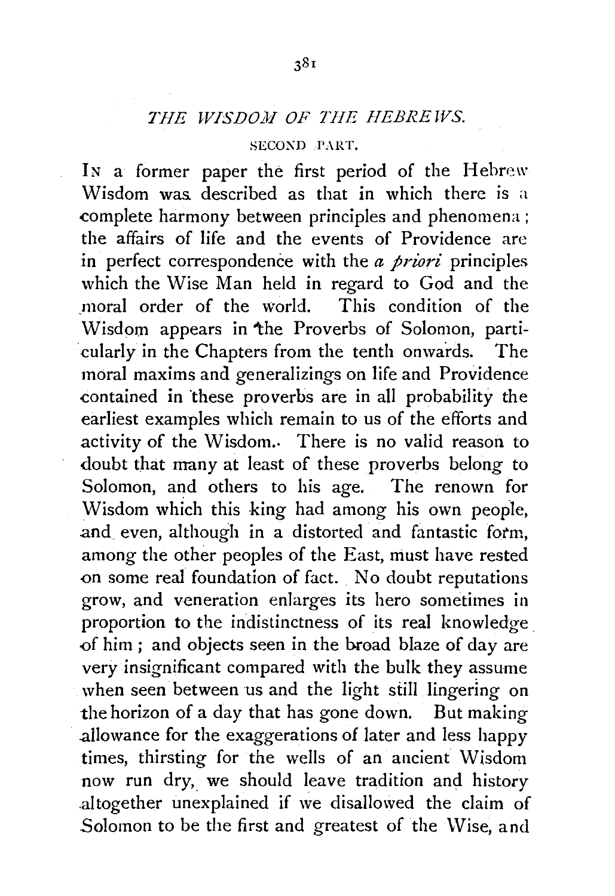# *THE WISDOM OF THE HEBREWS.*

## SECOND PART.

IN a former paper the first period of the Hebrew Wisdom was described as that in which there is a complete harmony between principles and phenomena; the affairs of life and the events of Providence are in perfect correspondence with the *a priori* principles which the Wise Man held in regard to God and the moral order of the world. This condition of the Wisdom appears in the Proverbs of Solomon, particularly in the Chapters from the tenth onwards. The moral maxims and generalizings on life and Providence contained in these proverbs are in all probability the earliest examples which remain to us of the efforts and activity of the Wisdom. There is no valid reason to doubt that many at least of these proverbs belong to Solomon, and others to his age. The renown for Wisdom which this king had among his own people, and even, although in a distorted and fantastic form, among the other peoples of the East, must have rested on some real foundation of fact. No doubt reputations grow, and veneration enlarges its hero sometimes in proportion to the indistinctness of its real knowledge of him; and objects seen in the broad blaze of day are very insignificant compared with the bulk they assume when seen between us and the light still lingering on the horizon of a day that has gone down. But making allowance for the exaggerations of later and less happy times, thirsting for the wells of an ancient Wisdom now run dry, we should leave tradition and history altogether unexplained if we disallowed the claim of Solomon to be the first and greatest of the Wise, and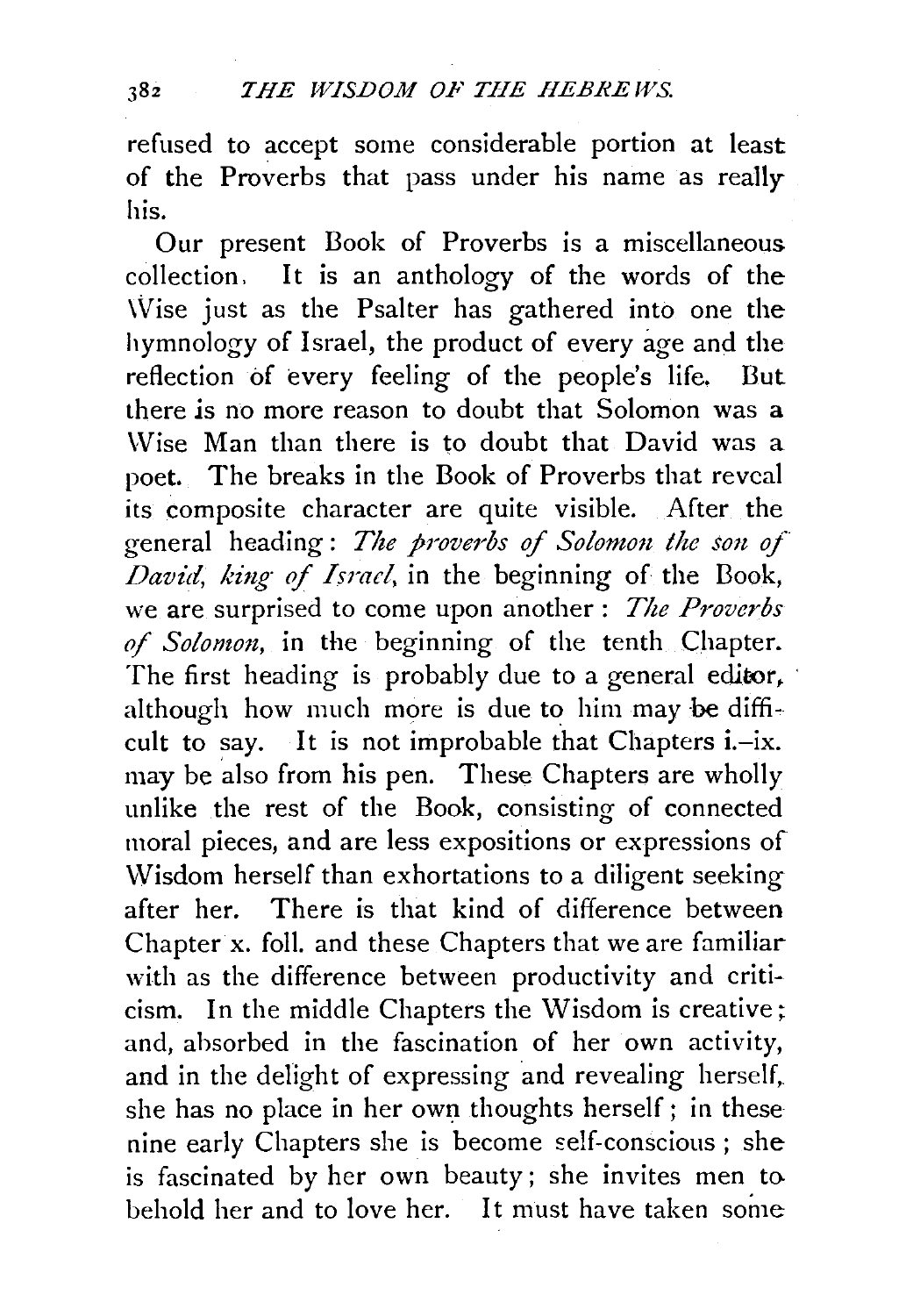refused to accept some considerable portion at least of the Proverbs that pass under his name as really his.

Our present Book of Proverbs is a miscellaneous collection. It is an anthology of the words of the Wise just as the Psalter has gathered into one the hymnology of Israel, the product of every age and the reflection of every feeling of the people's life. But there is no more reason to doubt that Solomon was a Wise Man than there is to doubt that David was a poet. The breaks in the Book of Proverbs that reveal its composite character are quite visible. After the general heading: *The proverbs of Solomon the son of David, king of Israel*, in the beginning of the Book, we are surprised to come upon another: *The Proverbs of Solomon*, in the beginning of the tenth Chapter. The first heading is probably due to a general editor, although how much more is due to him may be difficult to say. It is not improbable that Chapters i.–ix. may be also from his pen. These Chapters are wholly unlike the rest of the Book, consisting of connected moral pieces, and are less expositions or expressions of Wisdom herself than exhortations to a diligent seeking after her. There is that kind of difference between Chapter x. foll. and these Chapters that we are familiar with as the difference between productivity and criticism. In the middle Chapters the Wisdom is creative; and, absorbed in the fascination of her own activity, and in the delight of expressing and revealing herself, she has no place in her own thoughts herself; in these nine early Chapters she is become self-conscious; she is fascinated by her own beauty; she invites men to behold her and to love her. It must have taken some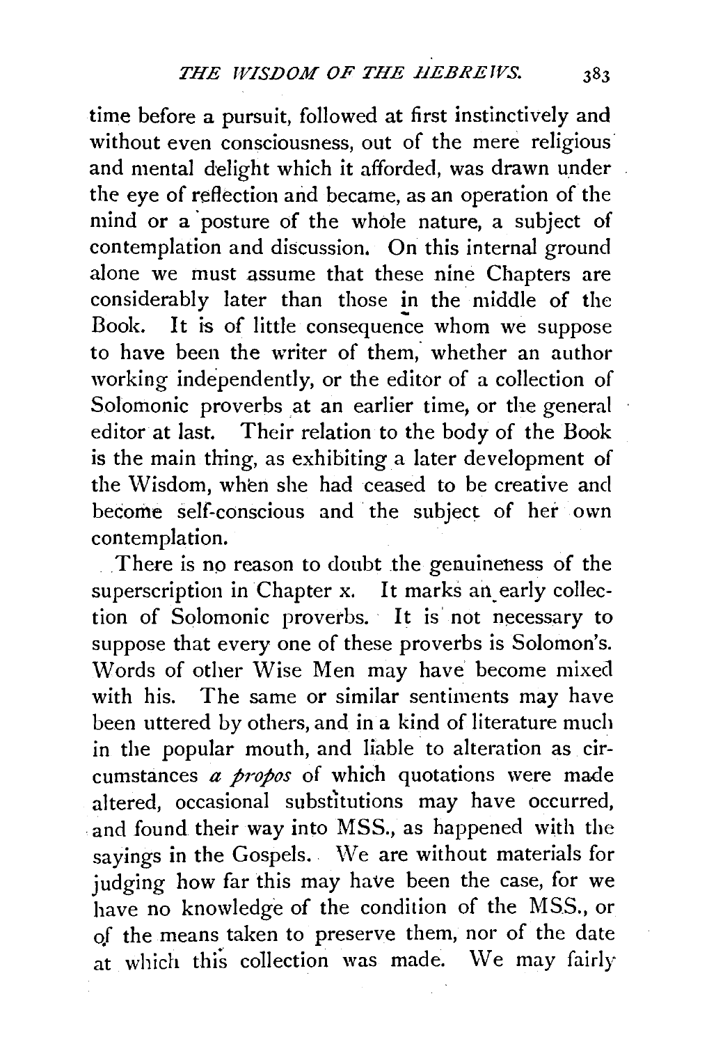time before a pursuit, followed at first instinctively and without even consciousness, out of the mere religious and mental delight which it afforded, was drawn under the eye of reflection and became, as an operation of the mind or a posture of the whole nature, a subject of contemplation and discussion. On this internal ground alone we must assume that these nine Chapters are considerably later than those in the middle of the Book. It is of little consequence whom we suppose to have been the writer of them, whether an author working independently, or the editor of a collection of Solomonic proverbs at an earlier time, or the general editor at last. Their relation to the body of the Book is the main thing, as exhibiting a later development of the Wisdom, when she had ceased to be creative and become self-conscious and the subject of her own contemplation.

There is no reason to doubt the genuineness of the superscription in Chapter x. It marks an early collection of Solomonic proverbs. It is not necessary to suppose that every one of these proverbs is Solomon's. Words of other Wise Men may have become mixed with his. The same or similar sentiments may have been uttered by others, and in a kind of literature much in the popular mouth, and liable to alteration as circumstances *a propos* of which quotations were made altered, occasional substitutions may have occurred, and found their way into MSS., as happened with the sayings in the Gospels. We are without materials for judging how far this may have been the case, for we have no knowledge of the condition of the MSS., or of the means taken to preserve them, nor of the date at which this collection was made. We may fairly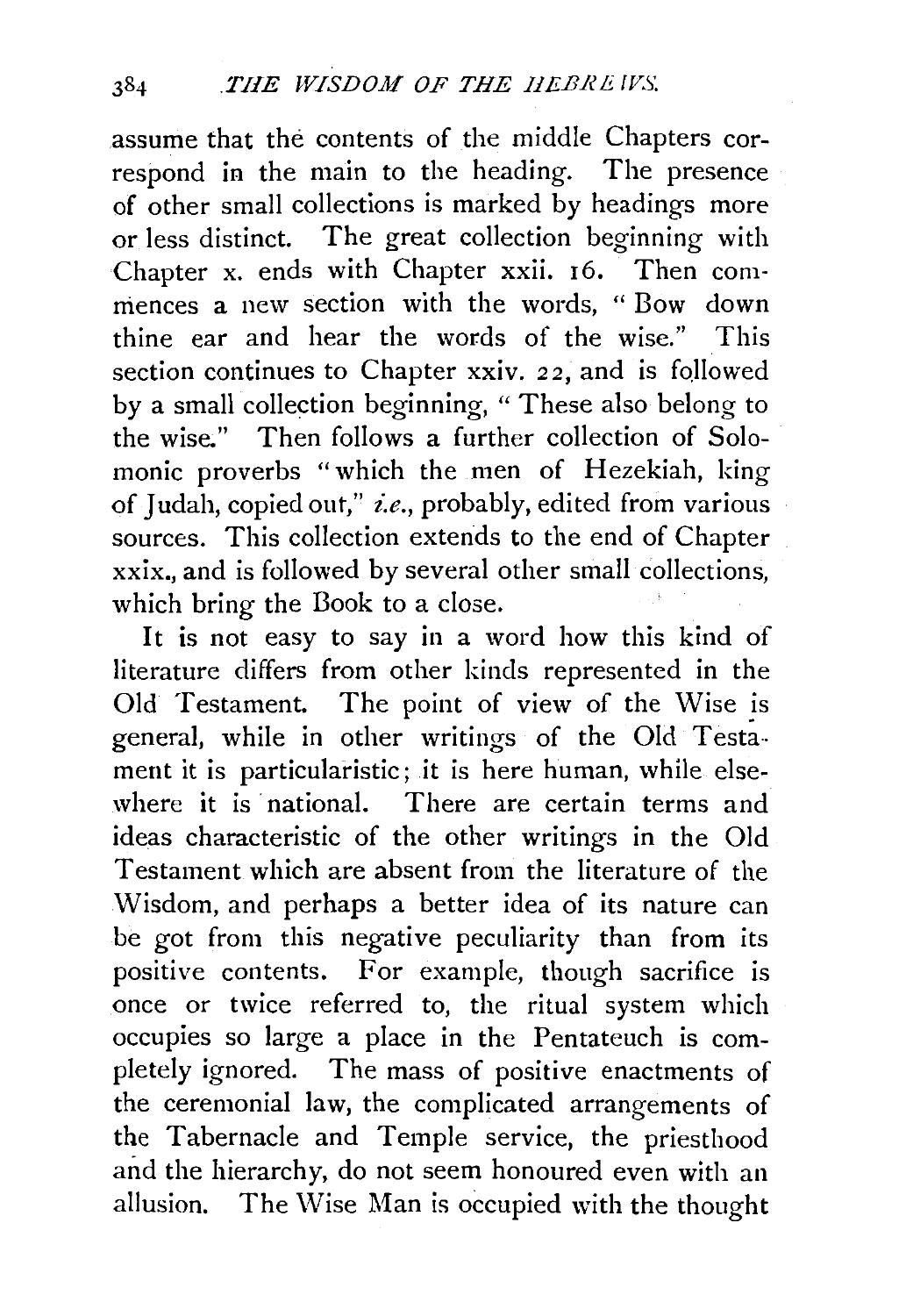assume that the contents of the middle Chapters correspond in the main to the heading. The presence of other small collections is marked by headings more or less distinct. The great collection beginning with Chapter x. ends with Chapter xxii. 16. Then commences a new section with the words, "Bow down thine ear and hear the words of the wise." This section continues to Chapter xxiv. 22, and is followed by a small collection beginning, "These also belong to the wise." Then follows a further collection of Solomonic proverbs "which the men of Hezekiah, king of Judah, copied out," *i.e.*, probably, edited from various sources. This collection extends to the end of Chapter xxix., and is followed by several other small collections, which bring the Book to a close.

It is not easy to say in a word how this kind of literature differs from other kinds represented in the Old Testament. The point of view of the Wise is general, while in other writings of the Old Testament it is particularistic; it is here human, while elsewhere it is national. There are certain terms and ideas characteristic of the other writings in the Old Testament which are absent from the literature of the Wisdom, and perhaps a better idea of its nature can be got from this negative peculiarity than from its positive contents. For example, though sacrifice is once or twice referred to, the ritual system which occupies so large a place in the Pentateuch is completely ignored. The mass of positive enactments of the ceremonial law, the complicated arrangements of the Tabernacle and Temple service, the priesthood and the hierarchy, do not seem honoured even with an allusion. The Wise Man is occupied with the thought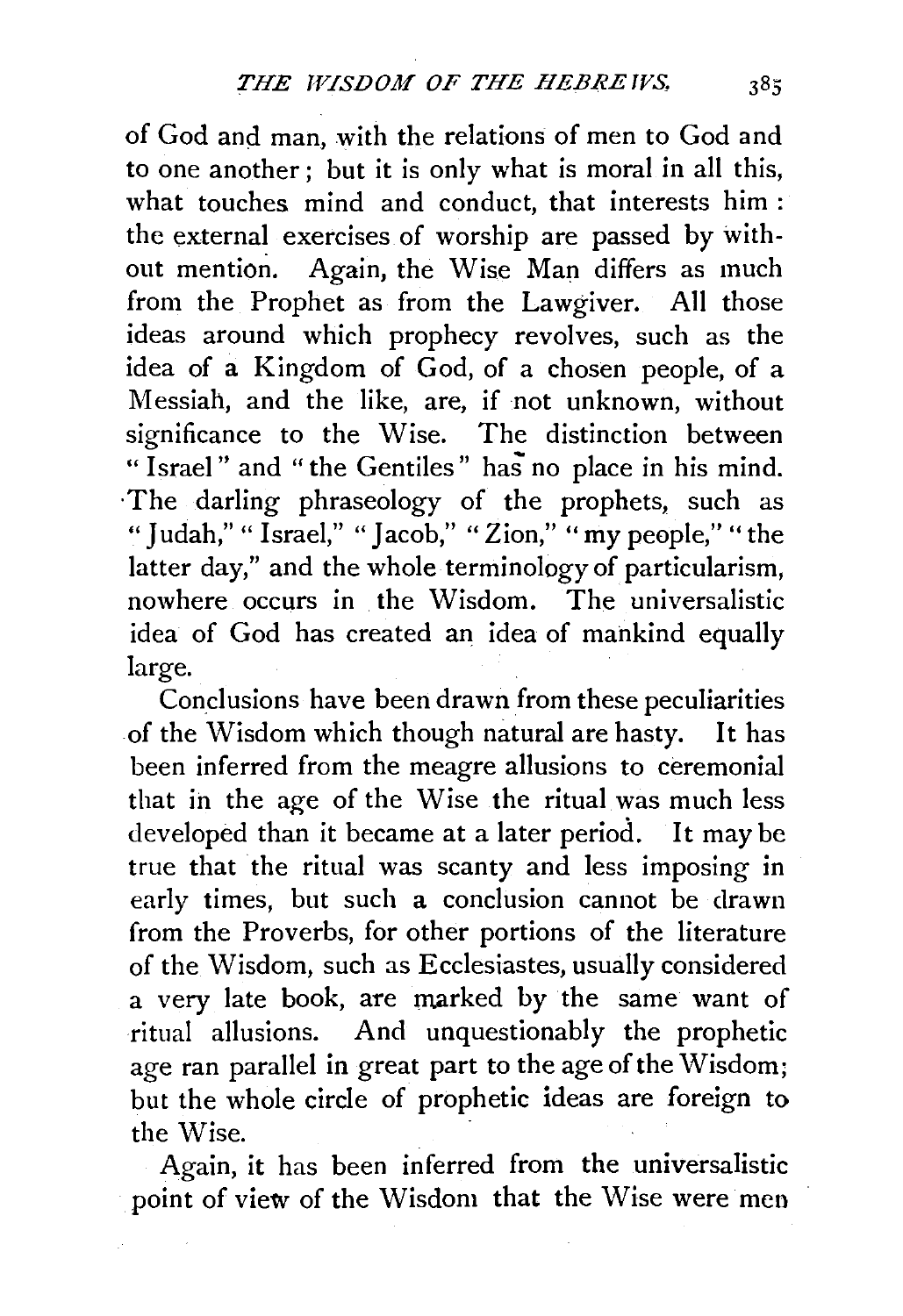of God and man, with the relations of men to God and to one another; but it is only what is moral in all this, what touches mind and conduct, that interests him: the external exercises of worship are passed by without mention. Again, the Wise Man differs as much from the Prophet as from the Lawgiver. All those ideas around which prophecy revolves, such as the idea of a Kingdom of God, of a chosen people, of a Messiah, and the like, are, if not unknown, without significance to the Wise. The distinction between "Israel" and "the Gentiles" has no place in his mind. The darling phraseology of the prophets, such as "Judah," "Israel," "Jacob," "Zion," "my people," "the latter day," and the whole terminology of particularism, nowhere occurs in the Wisdom. The universalistic idea of God has created an idea of mankind equally large.

Conclusions have been drawn from these peculiarities of the Wisdom which though natural are hasty. It has been inferred from the meagre allusions to ceremonial that in the age of the Wise the ritual was much less developed than it became at a later period. It may be true that the ritual was scanty and less imposing in early times, but such a conclusion cannot be drawn from the Proverbs, for other portions of the literature of the Wisdom, such as Ecclesiastes, usually considered a very late book, are marked by the same want of ritual allusions. And unquestionably the prophetic age ran parallel in great part to the age of the Wisdom; but the whole circle of prophetic ideas are foreign to the Wise.

Again, it has been inferred from the universalistic point of view of the Wisdom that the Wise were men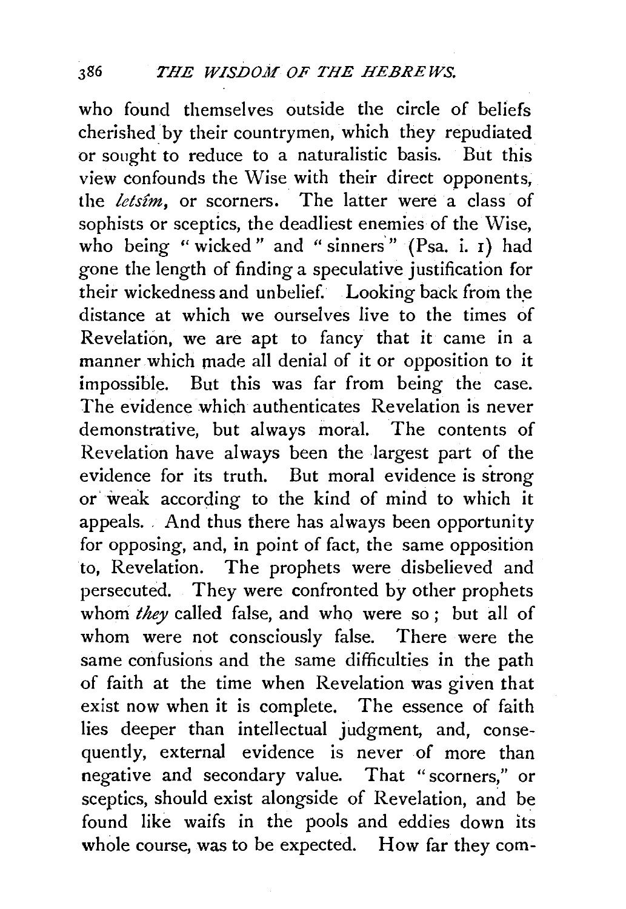who found themselves outside the circle of beliefs cherished by their countrymen, which they repudiated or sought to reduce to a naturalistic basis. But this view confounds the Wise with their direct opponents, the *letsîm*, or scorners. The latter were a class of sophists or sceptics, the deadliest enemies of the Wise, who being "wicked" and "sinners" (Psa. i. 1) had gone the length of finding a speculative justification for their wickedness and unbelief. Looking back from the distance at which we ourselves live to the times of Revelation, we are apt to fancy that it came in a manner which made all denial of it or opposition to it impossible. But this was far from being the case. The evidence which authenticates Revelation is never demonstrative, but always moral. The contents of Revelation have always been the largest part of the evidence for its truth. But moral evidence is strong or weak according to the kind of mind to which it appeals. And thus there has always been opportunity for opposing, and, in point of fact, the same opposition to, Revelation. The prophets were disbelieved and persecuted. They were confronted by other prophets whom *they* called false, and who were so; but all of whom were not consciously false. There were the same confusions and the same difficulties in the path of faith at the time when Revelation was given that exist now when it is complete. The essence of faith lies deeper than intellectual judgment, and, consequently, external evidence is never of more than negative and secondary value. That "scorners," or sceptics, should exist alongside of Revelation, and be found like waifs in the pools and eddies down its whole course, was to be expected. How far they com-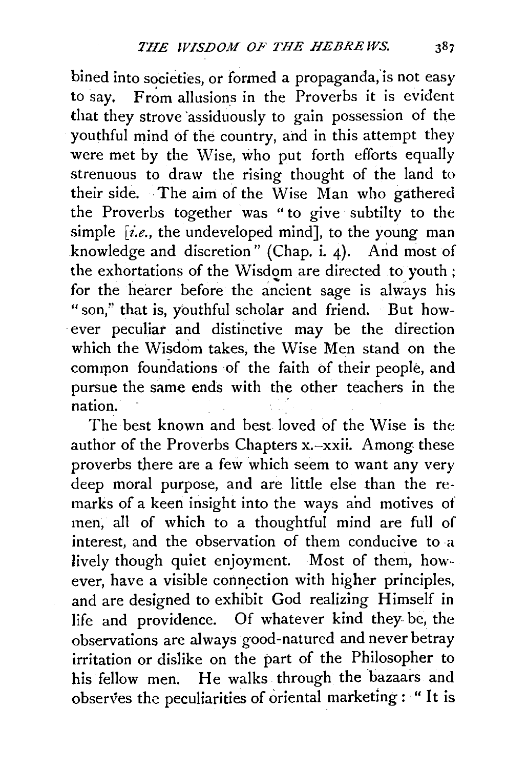bined into societies, or formed a propaganda, is not easy to say. From allusions in the Proverbs it is evident that they strove assiduously to gain possession of the youthful mind of the country, and in this attempt they were met by the Wise, who put forth efforts equally strenuous to draw the rising thought of the land to their side. The aim of the Wise Man who gathered the Proverbs together was "to give subtilty to the simple [*i.e.*, the undeveloped mind], to the young man knowledge and discretion" (Chap. i. 4). And most of the exhortations of the Wisdom are directed to youth; for the hearer before the ancient sage is always his "son," that is, youthful scholar and friend. But however peculiar and distinctive may be the direction which the Wisdom takes, the Wise Men stand on the common foundations of the faith of their people, and pursue the same ends with the other teachers in the nation.

The best known and best loved of the Wise is the author of the Proverbs Chapters x.–xxii. Among these proverbs there are a few which seem to want any very deep moral purpose, and are little else than the remarks of a keen insight into the ways and motives of men, all of which to a thoughtful mind are full of interest, and the observation of them conducive to a lively though quiet enjoyment. Most of them, however, have a visible connection with higher principles, and are designed to exhibit God realizing Himself in life and providence. Of whatever kind they be, the observations are always good-natured and never betray irritation or dislike on the part of the Philosopher to his fellow men. He walks through the bazaars and observes the peculiarities of oriental marketing: "It is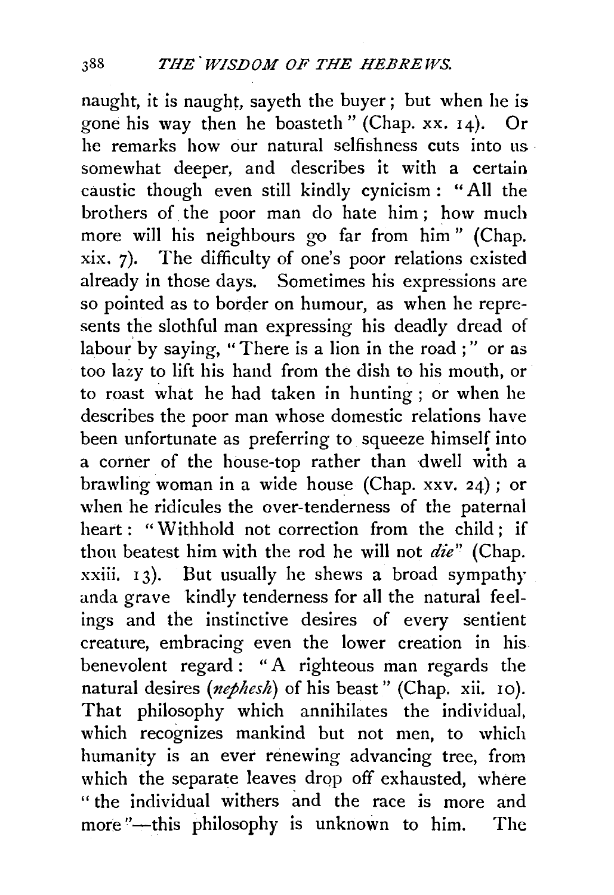naught, it is naught, sayeth the buyer; but when he is gone his way then he boasteth" (Chap. xx. 14). Or he remarks how our natural selfishness cuts into us somewhat deeper, and describes it with a certain caustic though even still kindly cynicism: "All the brothers of the poor man do hate him; how much more will his neighbours go far from him" (Chap. xix. 7). The difficulty of one's poor relations existed already in those days. Sometimes his expressions are so pointed as to border on humour, as when he represents the slothful man expressing his deadly dread of labour by saying, "There is a lion in the road;" or as too lazy to lift his hand from the dish to his mouth, or to roast what he had taken in hunting; or when he describes the poor man whose domestic relations have been unfortunate as preferring to squeeze himself into a corner of the house-top rather than dwell with a brawling woman in a wide house (Chap. xxv. 24); or when he ridicules the over-tenderness of the paternal heart: "Withhold not correction from the child; if thou beatest him with the rod he will not *die*" (Chap. xxiii. 13). But usually he shews a broad sympathy and a grave kindly tenderness for all the natural feelings and the instinctive desires of every sentient creature, embracing even the lower creation in his benevolent regard: "A righteous man regards the natural desires (*nephesh*) of his beast" (Chap. xii. 10). That philosophy which annihilates the individual, which recognizes mankind but not men, to which humanity is an ever renewing advancing tree, from which the separate leaves drop off exhausted, where "the individual withers and the race is more and more"—this philosophy is unknown to him. The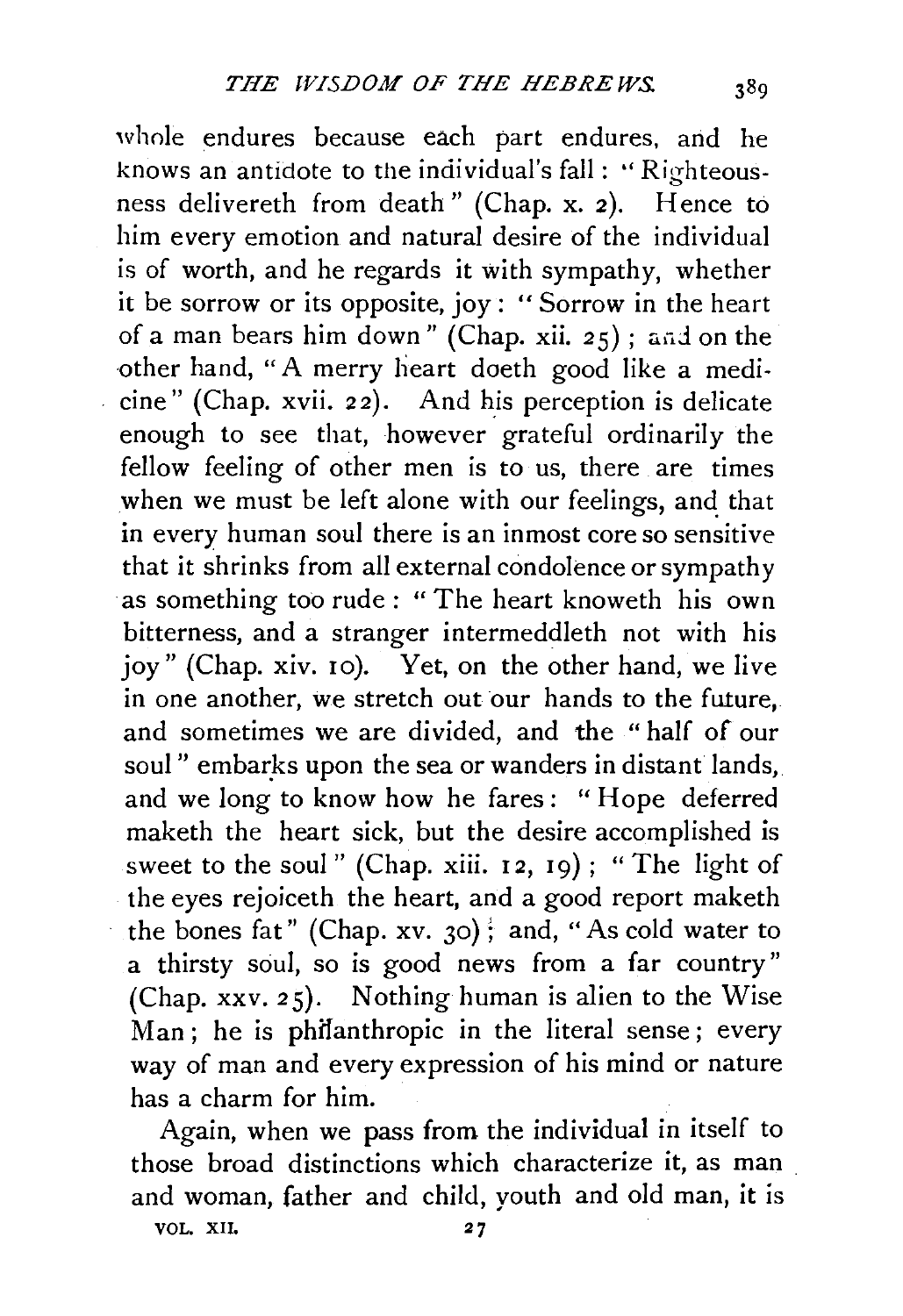whole endures because each part endures, and he knows an antidote to the individual's fall: "Righteousness delivereth from death" (Chap. x. 2). Hence to him every emotion and natural desire of the individual is of worth, and he regards it with sympathy, whether it be sorrow or its opposite, joy: "Sorrow in the heart of a man bears him down" (Chap. xii. 25); and on the other hand, "A merry heart doeth good like a medicine" (Chap. xvii. 22). And his perception is delicate enough to see that, however grateful ordinarily the fellow feeling of other men is to us, there are times when we must be left alone with our feelings, and that in every human soul there is an inmost core so sensitive that it shrinks from all external condolence or sympathy as something too rude: "The heart knoweth his own bitterness, and a stranger intermeddleth not with his joy" (Chap. xiv. 10). Yet, on the other hand, we live in one another, we stretch out our hands to the future, and sometimes we are divided, and the "half of our soul" embarks upon the sea or wanders in distant lands, and we long to know how he fares: "Hope deferred maketh the heart sick, but the desire accomplished is sweet to the soul" (Chap. xiii. 12, 19); "The light of the eyes rejoiceth the heart, and a good report maketh the bones fat" (Chap. xv. 30); and, "As cold water to a thirsty soul, so is good news from a far country" (Chap. xxv. 25). Nothing human is alien to the Wise Man; he is philanthropic in the literal sense; every way of man and every expression of his mind or nature has a charm for him.

Again, when we pass from the individual in itself to those broad distinctions which characterize it, as man and woman, father and child, youth and old man, it is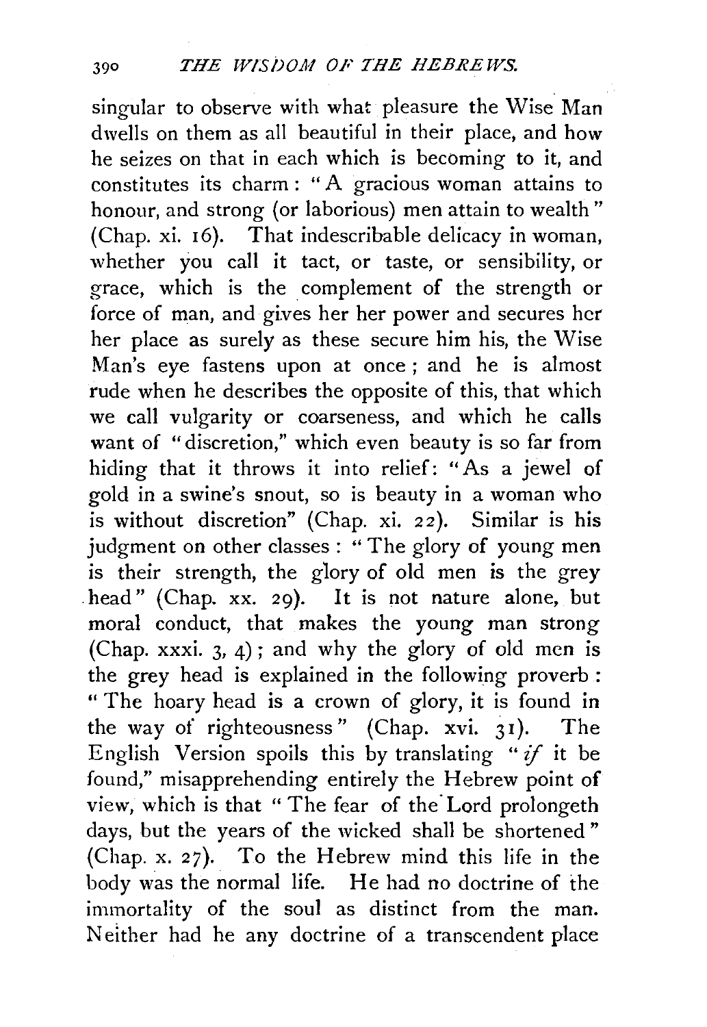singular to observe with what pleasure the Wise Man dwells on them as all beautiful in their place, and how he seizes on that in each which is becoming to it, and constitutes its charm: "A gracious woman attains to honour, and strong (or laborious) men attain to wealth" (Chap. xi. 16). That indescribable delicacy in woman, whether you call it tact, or taste, or sensibility, or grace, which is the complement of the strength or force of man, and gives her her power and secures her her place as surely as these secure him his, the Wise Man's eye fastens upon at once; and he is almost rude when he describes the opposite of this, that which we call vulgarity or coarseness, and which he calls want of "discretion," which even beauty is so far from hiding that it throws it into relief: "As a jewel of gold in a swine's snout, so is beauty in a woman who is without discretion" (Chap. xi. 22). Similar is his judgment on other classes: "The glory of young men is their strength, the glory of old men is the grey head" (Chap. xx. 29). It is not nature alone, but moral conduct, that makes the young man strong (Chap. xxxi. 3, 4); and why the glory of old men is the grey head is explained in the following proverb: "The hoary head is a crown of glory, it is found in the way of righteousness" (Chap. xvi. 31). The English Version spoils this by translating "*if* it be found," misapprehending entirely the Hebrew point of view, which is that "The fear of the Lord prolongeth days, but the years of the wicked shall be shortened" (Chap. x. 27). To the Hebrew mind this life in the body was the normal life. He had no doctrine of the immortality of the soul as distinct from the man. Neither had he any doctrine of a transcendent place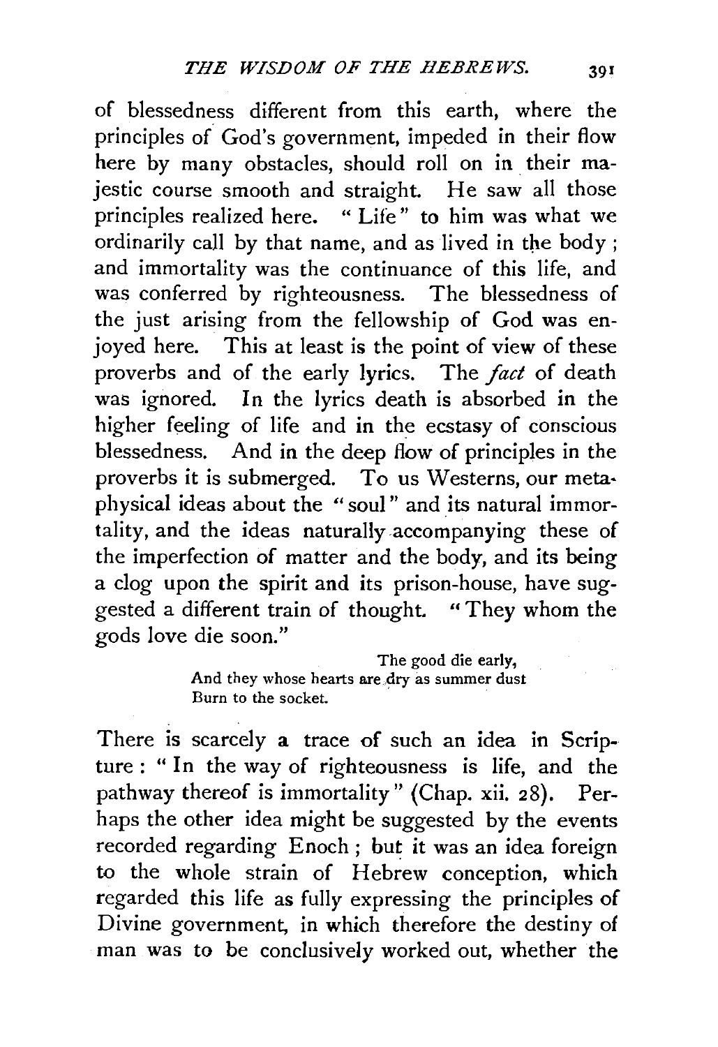of blessedness different from this earth, where the principles of God's government, impeded in their flow here by many obstacles, should roll on in their majestic course smooth and straight. He saw all those principles realized here. "Life" to him was what we ordinarily call by that name, and as lived in the body; and immortality was the continuance of this life, and was conferred by righteousness. The blessedness of the just arising from the fellowship of God was enjoyed here. This at least is the point of view of these proverbs and of the early lyrics. The *fact* of death was ignored. In the lyrics death is absorbed in the higher feeling of life and in the ecstasy of conscious blessedness. And in the deep flow of principles in the proverbs it is submerged. To us Westerns, our metaphysical ideas about the "soul" and its natural immortality, and the ideas naturally accompanying these of the imperfection of matter and the body, and its being a clog upon the spirit and its prison-house, have suggested a different train of thought. "They whom the gods love die soon."

> The good die early,
> And they whose hearts are dry as summer dust
> Burn to the socket.

There is scarcely a trace of such an idea in Scripture: "In the way of righteousness is life, and the pathway thereof is immortality" (Chap. xii. 28). Perhaps the other idea might be suggested by the events recorded regarding Enoch; but it was an idea foreign to the whole strain of Hebrew conception, which regarded this life as fully expressing the principles of Divine government, in which therefore the destiny of man was to be conclusively worked out, whether the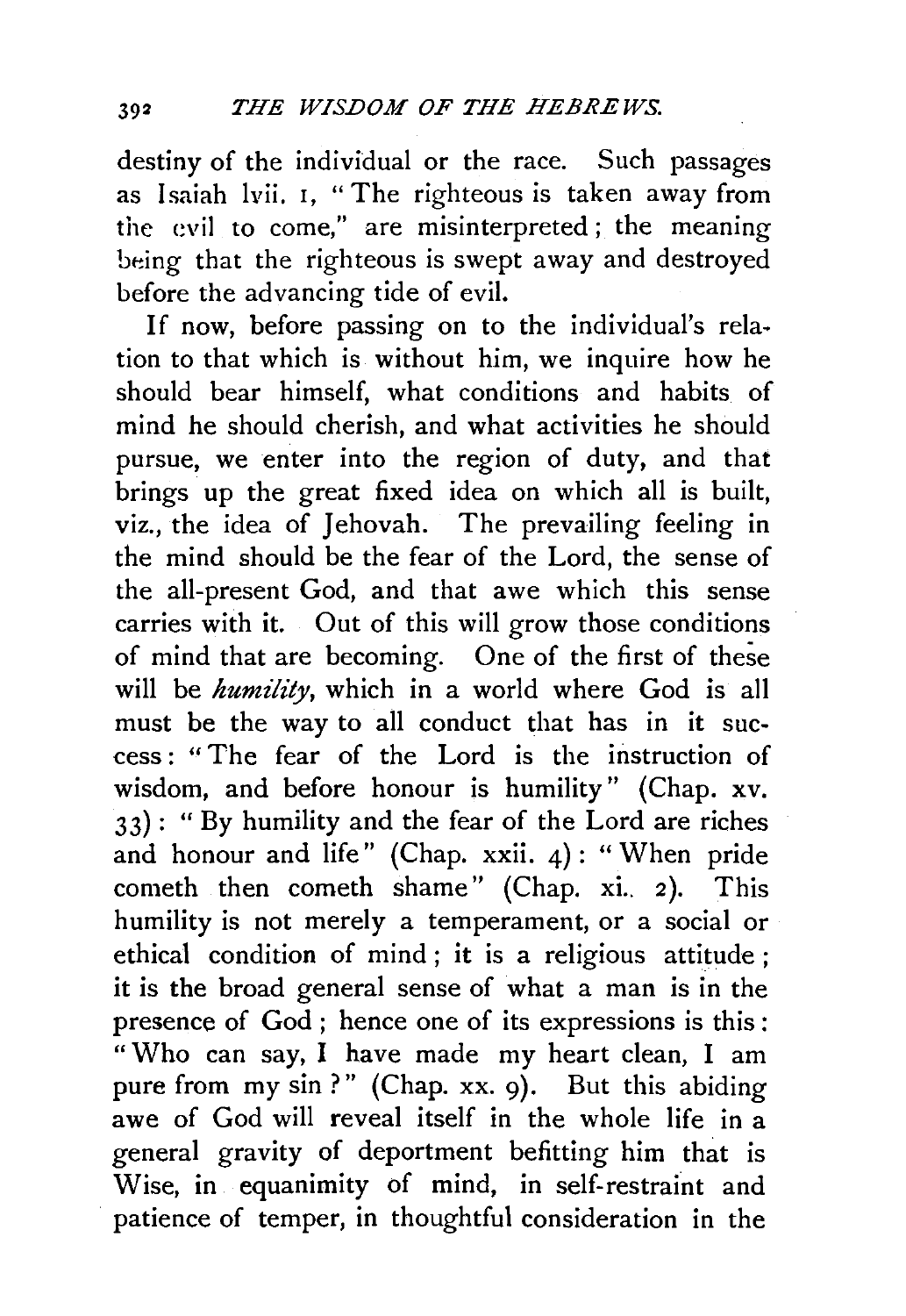destiny of the individual or the race. Such passages as Isaiah lvii. 1, "The righteous is taken away from the evil to come," are misinterpreted; the meaning being that the righteous is swept away and destroyed before the advancing tide of evil.

If now, before passing on to the individual's relation to that which is without him, we inquire how he should bear himself, what conditions and habits of mind he should cherish, and what activities he should pursue, we enter into the region of duty, and that brings up the great fixed idea on which all is built, viz., the idea of Jehovah. The prevailing feeling in the mind should be the fear of the Lord, the sense of the all-present God, and that awe which this sense carries with it. Out of this will grow those conditions of mind that are becoming. One of the first of these will be *humility*, which in a world where God is all must be the way to all conduct that has in it success: "The fear of the Lord is the instruction of wisdom, and before honour is humility" (Chap. xv. 33): "By humility and the fear of the Lord are riches and honour and life" (Chap. xxii. 4): "When pride cometh then cometh shame" (Chap. xi. 2). This humility is not merely a temperament, or a social or ethical condition of mind; it is a religious attitude; it is the broad general sense of what a man is in the presence of God; hence one of its expressions is this: "Who can say, I have made my heart clean, I am pure from my sin?" (Chap. xx. 9). But this abiding awe of God will reveal itself in the whole life in a general gravity of deportment befitting him that is Wise, in equanimity of mind, in self-restraint and patience of temper, in thoughtful consideration in the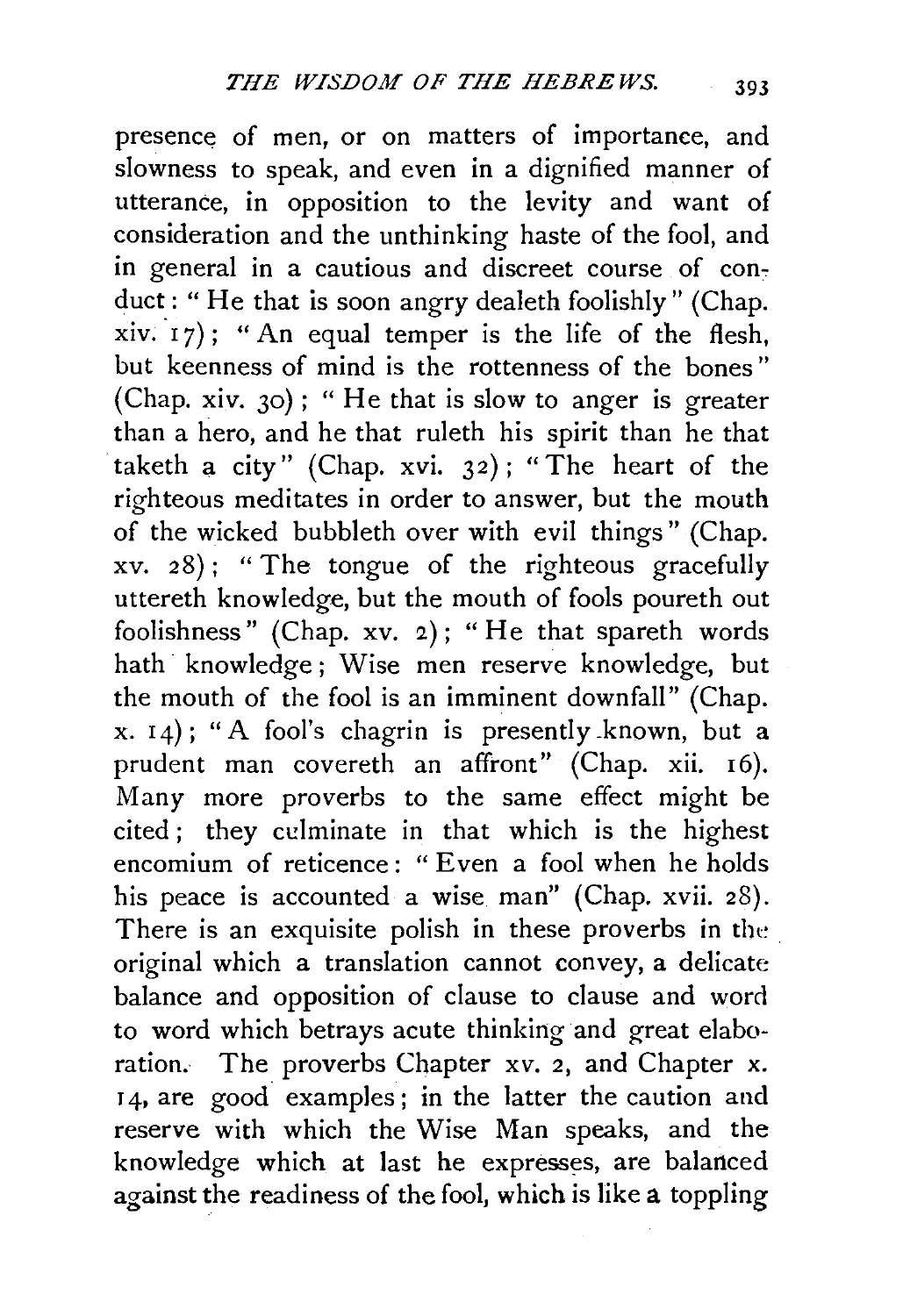presence of men, or on matters of importance, and slowness to speak, and even in a dignified manner of utterance, in opposition to the levity and want of consideration and the unthinking haste of the fool, and in general in a cautious and discreet course of conduct: "He that is soon angry dealeth foolishly" (Chap. xiv. 17); "An equal temper is the life of the flesh, but keenness of mind is the rottenness of the bones" (Chap. xiv. 30); "He that is slow to anger is greater than a hero, and he that ruleth his spirit than he that taketh a city" (Chap. xvi. 32); "The heart of the righteous meditates in order to answer, but the mouth of the wicked bubbleth over with evil things" (Chap. xv. 28); "The tongue of the righteous gracefully uttereth knowledge, but the mouth of fools poureth out foolishness" (Chap. xv. 2); "He that spareth words hath knowledge; Wise men reserve knowledge, but the mouth of the fool is an imminent downfall" (Chap. x. 14); "A fool's chagrin is presently known, but a prudent man covereth an affront" (Chap. xii. 16). Many more proverbs to the same effect might be cited; they culminate in that which is the highest encomium of reticence: "Even a fool when he holds his peace is accounted a wise man" (Chap. xvii. 28). There is an exquisite polish in these proverbs in the original which a translation cannot convey, a delicate balance and opposition of clause to clause and word to word which betrays acute thinking and great elaboration. The proverbs Chapter xv. 2, and Chapter x. 14, are good examples; in the latter the caution and reserve with which the Wise Man speaks, and the knowledge which at last he expresses, are balanced against the readiness of the fool, which is like a toppling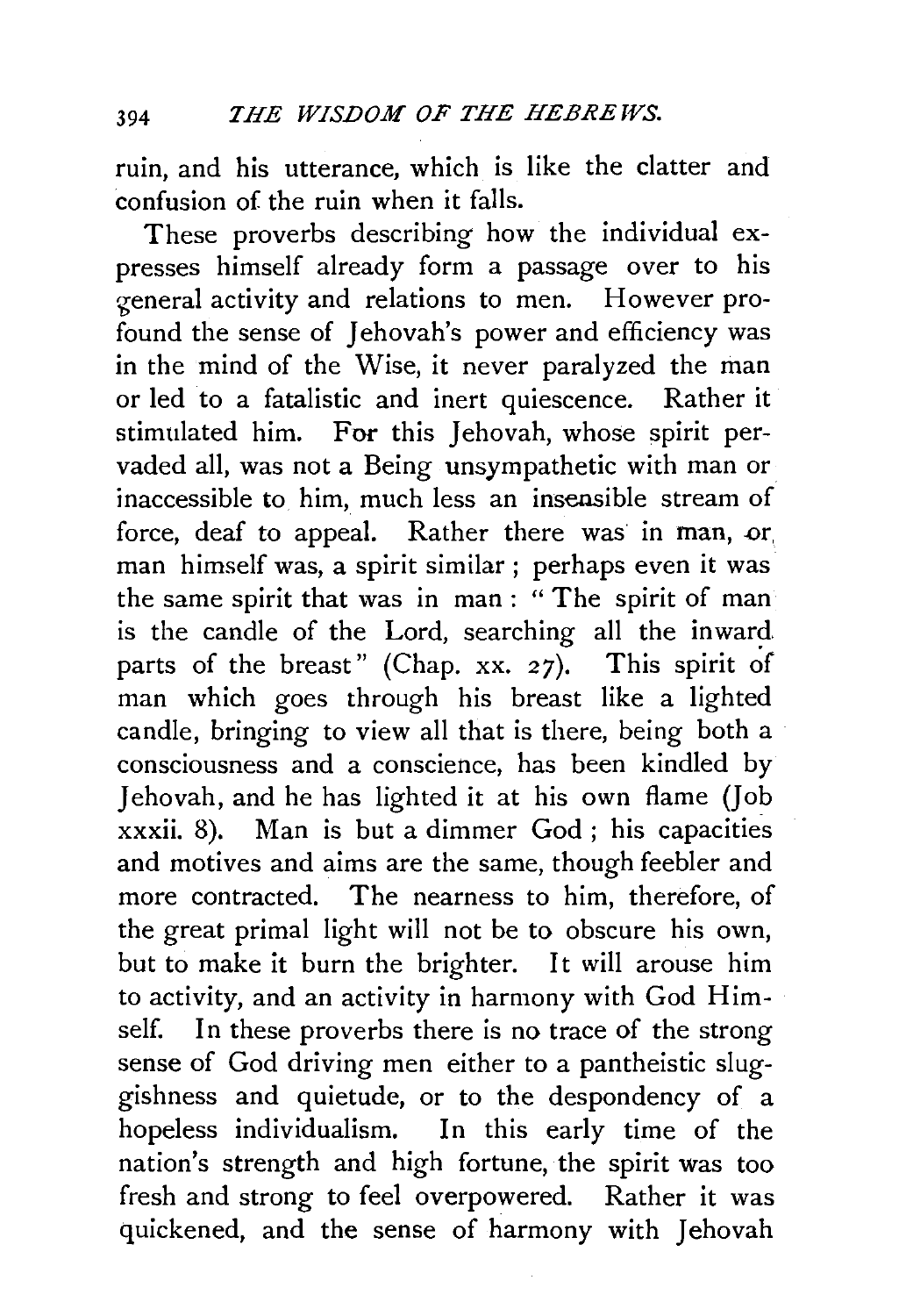ruin, and his utterance, which is like the clatter and confusion of the ruin when it falls.

These proverbs describing how the individual expresses himself already form a passage over to his general activity and relations to men. However profound the sense of Jehovah's power and efficiency was in the mind of the Wise, it never paralyzed the man or led to a fatalistic and inert quiescence. Rather it stimulated him. For this Jehovah, whose spirit pervaded all, was not a Being unsympathetic with man or inaccessible to him, much less an insensible stream of force, deaf to appeal. Rather there was in man, or man himself was, a spirit similar; perhaps even it was the same spirit that was in man: "The spirit of man is the candle of the Lord, searching all the inward parts of the breast" (Chap. xx. 27). This spirit of man which goes through his breast like a lighted candle, bringing to view all that is there, being both a consciousness and a conscience, has been kindled by Jehovah, and he has lighted it at his own flame (Job xxxii. 8). Man is but a dimmer God; his capacities and motives and aims are the same, though feebler and more contracted. The nearness to him, therefore, of the great primal light will not be to obscure his own, but to make it burn the brighter. It will arouse him to activity, and an activity in harmony with God Himself. In these proverbs there is no trace of the strong sense of God driving men either to a pantheistic sluggishness and quietude, or to the despondency of a hopeless individualism. In this early time of the nation's strength and high fortune, the spirit was too fresh and strong to feel overpowered. Rather it was quickened, and the sense of harmony with Jehovah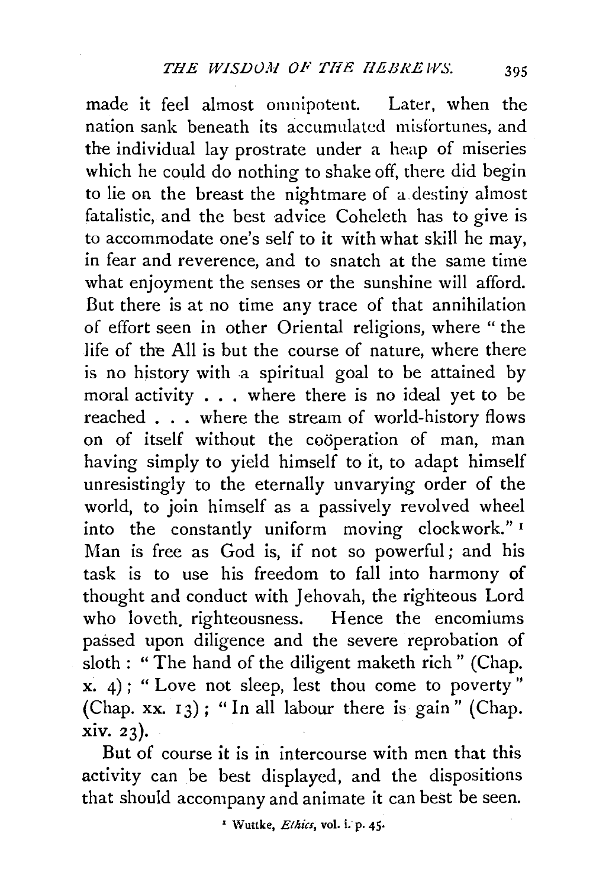made it feel almost omnipotent. Later, when the nation sank beneath its accumulated misfortunes, and the individual lay prostrate under a heap of miseries which he could do nothing to shake off, there did begin to lie on the breast the nightmare of a destiny almost fatalistic, and the best advice Coheleth has to give is to accommodate one's self to it with what skill he may, in fear and reverence, and to snatch at the same time what enjoyment the senses or the sunshine will afford. But there is at no time any trace of that annihilation of effort seen in other Oriental religions, where "the life of the All is but the course of nature, where there is no history with a spiritual goal to be attained by moral activity . . . where there is no ideal yet to be reached . . . where the stream of world-history flows on of itself without the coöperation of man, man having simply to yield himself to it, to adapt himself unresistingly to the eternally unvarying order of the world, to join himself as a passively revolved wheel into the constantly uniform moving clockwork."[1] Man is free as God is, if not so powerful; and his task is to use his freedom to fall into harmony of thought and conduct with Jehovah, the righteous Lord who loveth righteousness. Hence the encomiums passed upon diligence and the severe reprobation of sloth: "The hand of the diligent maketh rich" (Chap. x. 4); "Love not sleep, lest thou come to poverty" (Chap. xx. 13); "In all labour there is gain" (Chap. xiv. 23).

But of course it is in intercourse with men that this activity can be best displayed, and the dispositions that should accompany and animate it can best be seen.

[1] Wuttke, *Ethics*, vol. i. p. 45.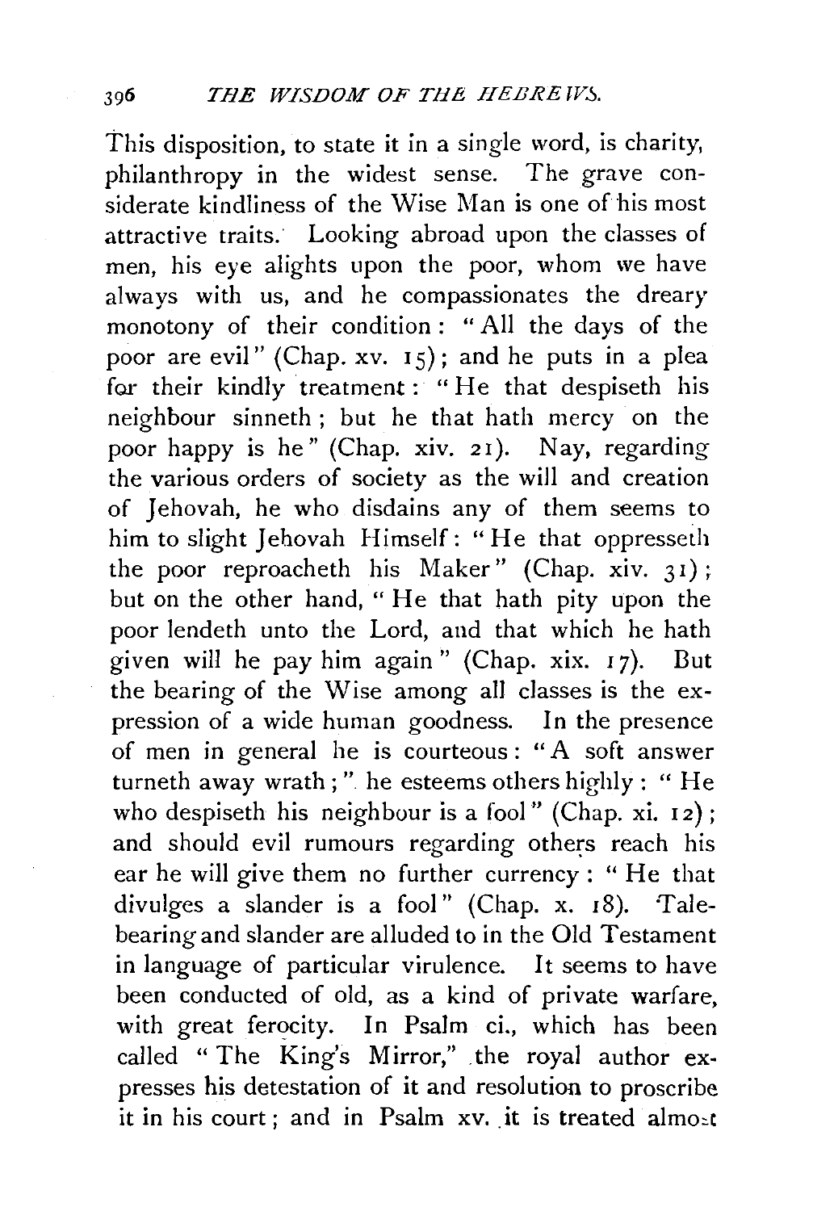This disposition, to state it in a single word, is charity, philanthropy in the widest sense. The grave considerate kindliness of the Wise Man is one of his most attractive traits. Looking abroad upon the classes of men, his eye alights upon the poor, whom we have always with us, and he compassionates the dreary monotony of their condition: "All the days of the poor are evil" (Chap. xv. 15); and he puts in a plea for their kindly treatment: "He that despiseth his neighbour sinneth; but he that hath mercy on the poor happy is he" (Chap. xiv. 21). Nay, regarding the various orders of society as the will and creation of Jehovah, he who disdains any of them seems to him to slight Jehovah Himself: "He that oppresseth the poor reproacheth his Maker" (Chap. xiv. 31); but on the other hand, "He that hath pity upon the poor lendeth unto the Lord, and that which he hath given will he pay him again" (Chap. xix. 17). But the bearing of the Wise among all classes is the expression of a wide human goodness. In the presence of men in general he is courteous: "A soft answer turneth away wrath;" he esteems others highly: "He who despiseth his neighbour is a fool" (Chap. xi. 12); and should evil rumours regarding others reach his ear he will give them no further currency: "He that divulges a slander is a fool" (Chap. x. 18). Talebearing and slander are alluded to in the Old Testament in language of particular virulence. It seems to have been conducted of old, as a kind of private warfare, with great ferocity. In Psalm ci., which has been called "The King's Mirror," the royal author expresses his detestation of it and resolution to proscribe it in his court; and in Psalm xv. it is treated almost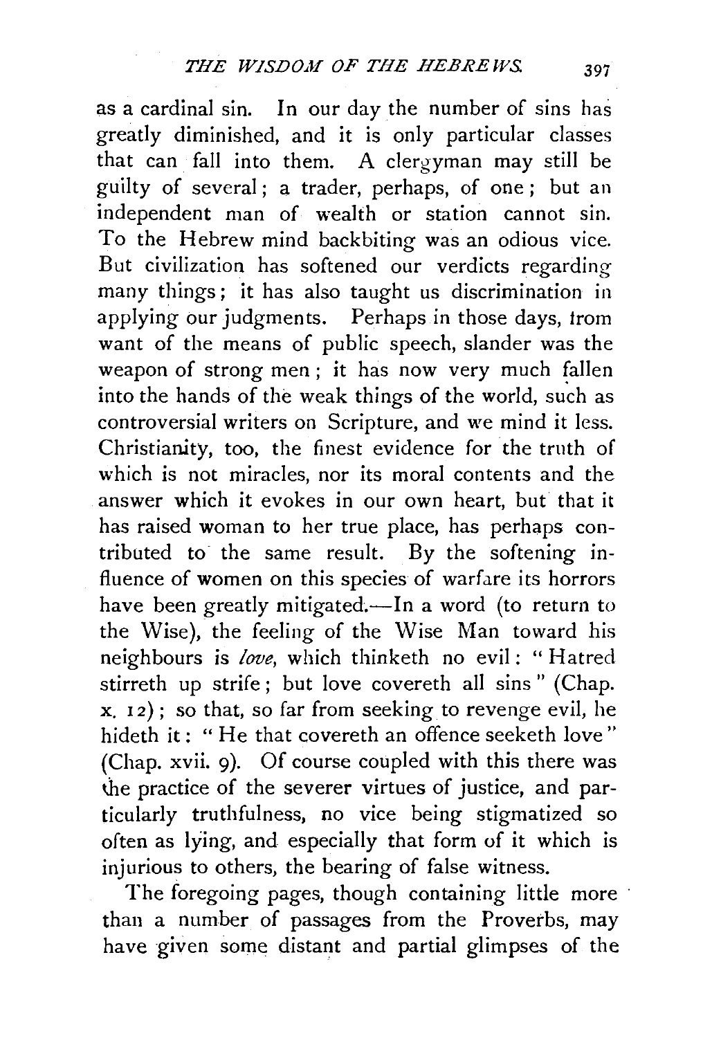as a cardinal sin. In our day the number of sins has greatly diminished, and it is only particular classes that can fall into them. A clergyman may still be guilty of several; a trader, perhaps, of one; but an independent man of wealth or station cannot sin. To the Hebrew mind backbiting was an odious vice. But civilization has softened our verdicts regarding many things; it has also taught us discrimination in applying our judgments. Perhaps in those days, from want of the means of public speech, slander was the weapon of strong men; it has now very much fallen into the hands of the weak things of the world, such as controversial writers on Scripture, and we mind it less. Christianity, too, the finest evidence for the truth of which is not miracles, nor its moral contents and the answer which it evokes in our own heart, but that it has raised woman to her true place, has perhaps contributed to the same result. By the softening influence of women on this species of warfare its horrors have been greatly mitigated.—In a word (to return to the Wise), the feeling of the Wise Man toward his neighbours is *love*, which thinketh no evil: "Hatred stirreth up strife; but love covereth all sins" (Chap. x. 12); so that, so far from seeking to revenge evil, he hideth it: "He that covereth an offence seeketh love" (Chap. xvii. 9). Of course coupled with this there was the practice of the severer virtues of justice, and particularly truthfulness, no vice being stigmatized so often as lying, and especially that form of it which is injurious to others, the bearing of false witness.

The foregoing pages, though containing little more than a number of passages from the Proverbs, may have given some distant and partial glimpses of the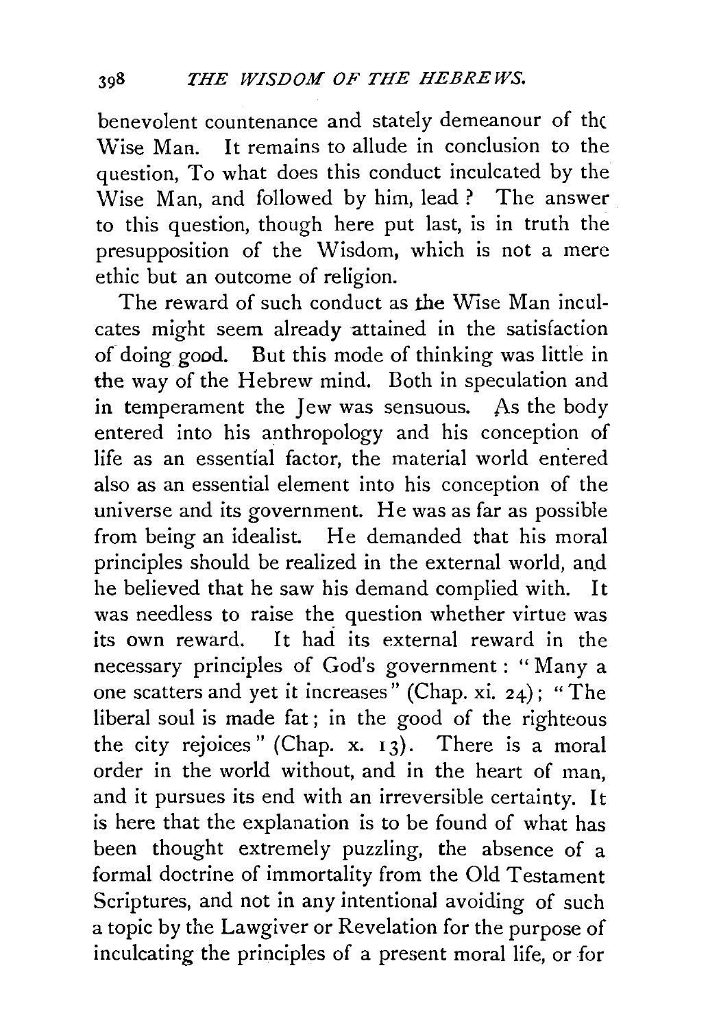benevolent countenance and stately demeanour of the Wise Man. It remains to allude in conclusion to the question, To what does this conduct inculcated by the Wise Man, and followed by him, lead? The answer to this question, though here put last, is in truth the presupposition of the Wisdom, which is not a mere ethic but an outcome of religion.

The reward of such conduct as the Wise Man inculcates might seem already attained in the satisfaction of doing good. But this mode of thinking was little in the way of the Hebrew mind. Both in speculation and in temperament the Jew was sensuous. As the body entered into his anthropology and his conception of life as an essential factor, the material world entered also as an essential element into his conception of the universe and its government. He was as far as possible from being an idealist. He demanded that his moral principles should be realized in the external world, and he believed that he saw his demand complied with. It was needless to raise the question whether virtue was its own reward. It had its external reward in the necessary principles of God's government: "Many a one scatters and yet it increases" (Chap. xi. 24); "The liberal soul is made fat; in the good of the righteous the city rejoices" (Chap. x. 13). There is a moral order in the world without, and in the heart of man, and it pursues its end with an irreversible certainty. It is here that the explanation is to be found of what has been thought extremely puzzling, the absence of a formal doctrine of immortality from the Old Testament Scriptures, and not in any intentional avoiding of such a topic by the Lawgiver or Revelation for the purpose of inculcating the principles of a present moral life, or for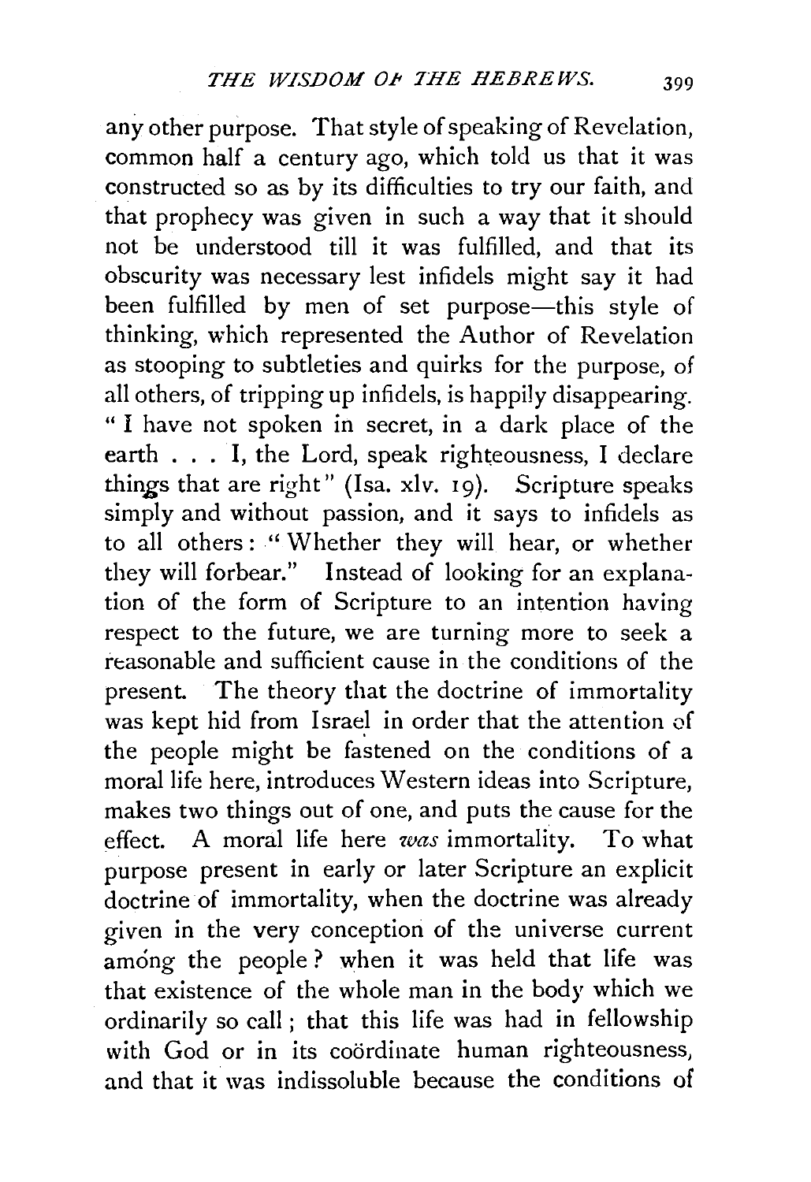any other purpose. That style of speaking of Revelation, common half a century ago, which told us that it was constructed so as by its difficulties to try our faith, and that prophecy was given in such a way that it should not be understood till it was fulfilled, and that its obscurity was necessary lest infidels might say it had been fulfilled by men of set purpose—this style of thinking, which represented the Author of Revelation as stooping to subtleties and quirks for the purpose, of all others, of tripping up infidels, is happily disappearing. "I have not spoken in secret, in a dark place of the earth . . . I, the Lord, speak righteousness, I declare things that are right" (Isa. xlv. 19). Scripture speaks simply and without passion, and it says to infidels as to all others: "Whether they will hear, or whether they will forbear." Instead of looking for an explanation of the form of Scripture to an intention having respect to the future, we are turning more to seek a reasonable and sufficient cause in the conditions of the present. The theory that the doctrine of immortality was kept hid from Israel in order that the attention of the people might be fastened on the conditions of a moral life here, introduces Western ideas into Scripture, makes two things out of one, and puts the cause for the effect. A moral life here *was* immortality. To what purpose present in early or later Scripture an explicit doctrine of immortality, when the doctrine was already given in the very conception of the universe current among the people? when it was held that life was that existence of the whole man in the body which we ordinarily so call; that this life was had in fellowship with God or in its coördinate human righteousness, and that it was indissoluble because the conditions of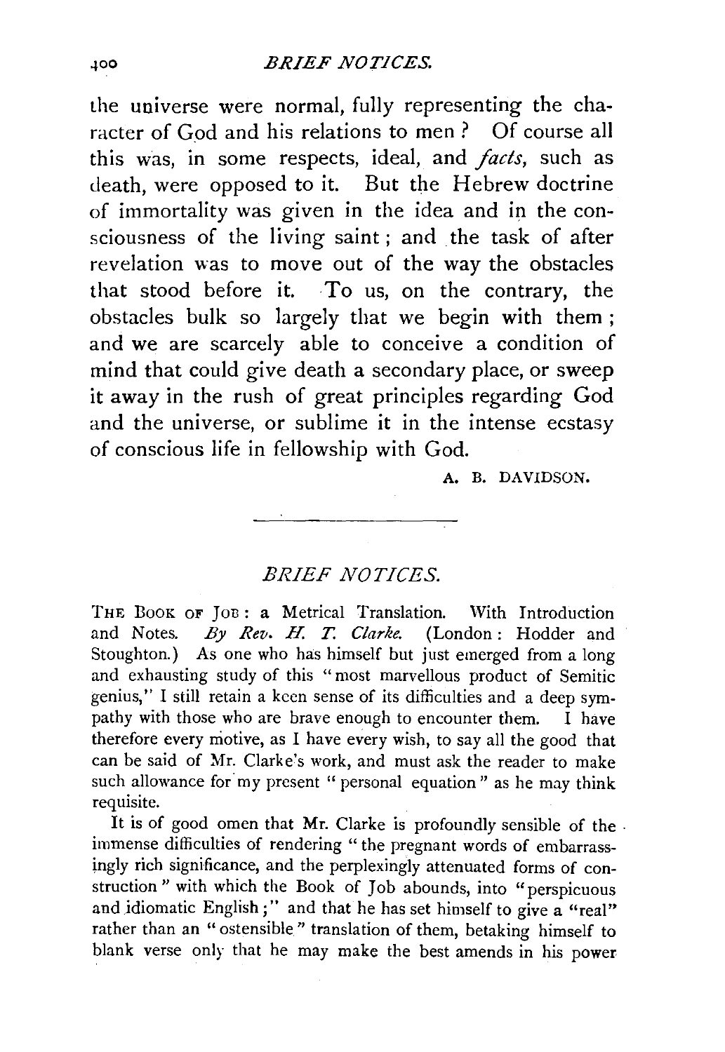the universe were normal, fully representing the character of God and his relations to men? Of course all this was, in some respects, ideal, and *facts*, such as death, were opposed to it. But the Hebrew doctrine of immortality was given in the idea and in the consciousness of the living saint; and the task of after revelation was to move out of the way the obstacles that stood before it. To us, on the contrary, the obstacles bulk so largely that we begin with them; and we are scarcely able to conceive a condition of mind that could give death a secondary place, or sweep it away in the rush of great principles regarding God and the universe, or sublime it in the intense ecstasy of conscious life in fellowship with God.

A. B. DAVIDSON.

---

## *BRIEF NOTICES.*

THE BOOK OF JOB: a Metrical Translation. With Introduction and Notes. *By Rev. H. T. Clarke.* (London: Hodder and Stoughton.) As one who has himself but just emerged from a long and exhausting study of this "most marvellous product of Semitic genius," I still retain a keen sense of its difficulties and a deep sympathy with those who are brave enough to encounter them. I have therefore every motive, as I have every wish, to say all the good that can be said of Mr. Clarke's work, and must ask the reader to make such allowance for my present "personal equation" as he may think requisite.

It is of good omen that Mr. Clarke is profoundly sensible of the immense difficulties of rendering "the pregnant words of embarrassingly rich significance, and the perplexingly attenuated forms of construction" with which the Book of Job abounds, into "perspicuous and idiomatic English;" and that he has set himself to give a "real" rather than an "ostensible" translation of them, betaking himself to blank verse only that he may make the best amends in his power